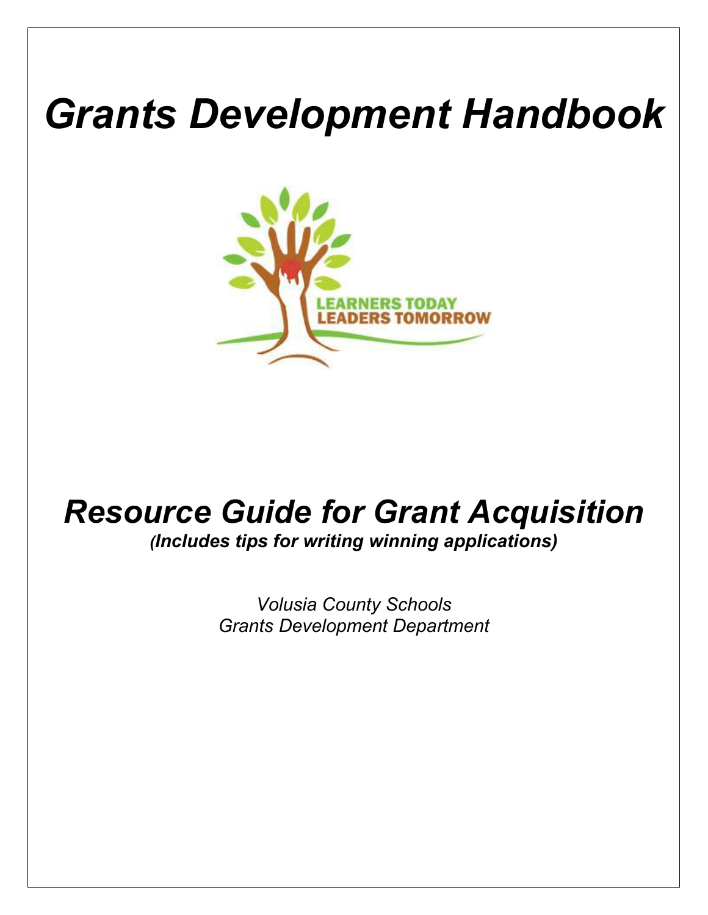# *Grants Development Handbook*

LEARNERS TODAY
LEADERS TOMORROW

## *Resource Guide for Grant Acquisition*

***(Includes tips for writing winning applications)***

*Volusia County Schools*
*Grants Development Department*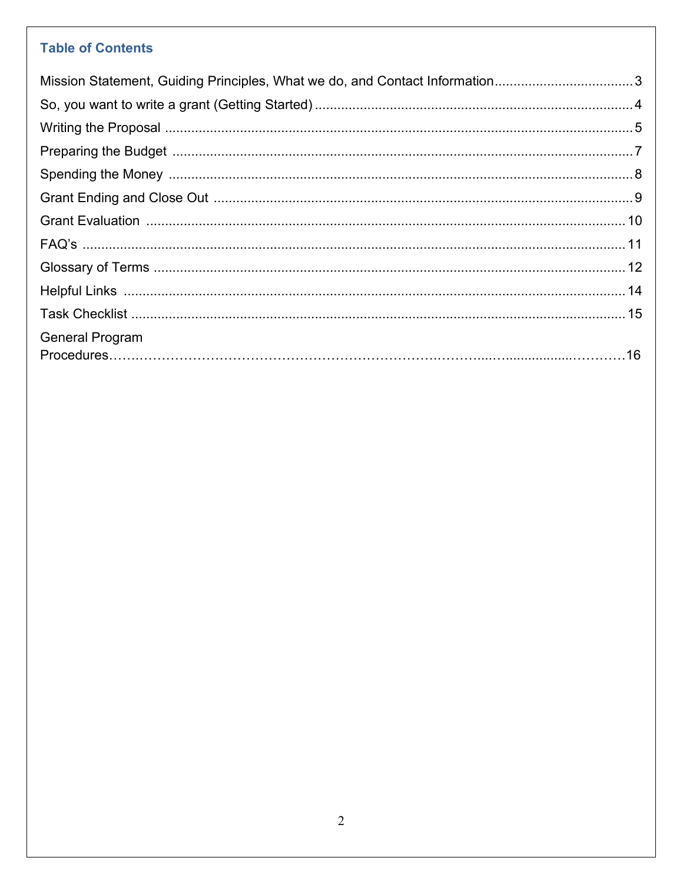## Table of Contents

Mission Statement, Guiding Principles, What we do, and Contact Information .................................... 3

So, you want to write a grant (Getting Started) .................................................................................... 4

Writing the Proposal ............................................................................................................................ 5

Preparing the Budget ........................................................................................................................... 7

Spending the Money ............................................................................................................................ 8

Grant Ending and Close Out ................................................................................................................ 9

Grant Evaluation ................................................................................................................................ 10

FAQ's ................................................................................................................................................. 11

Glossary of Terms ............................................................................................................................. 12

Helpful Links ...................................................................................................................................... 14

Task Checklist .................................................................................................................................... 15

General Program Procedures…………………………………………………………………..…........…........…………16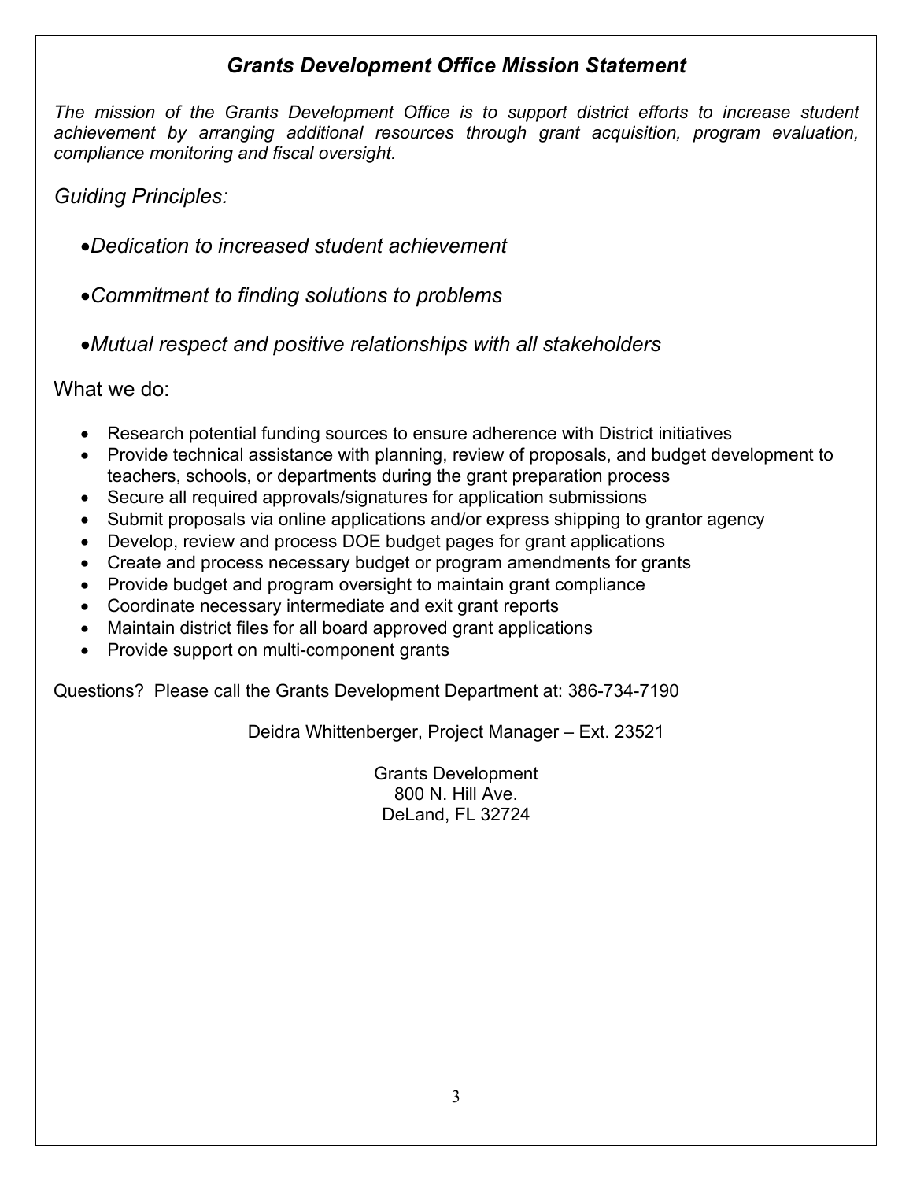## *Grants Development Office Mission Statement*

*The mission of the Grants Development Office is to support district efforts to increase student achievement by arranging additional resources through grant acquisition, program evaluation, compliance monitoring and fiscal oversight.*

*Guiding Principles:*

- *Dedication to increased student achievement*
- *Commitment to finding solutions to problems*
- *Mutual respect and positive relationships with all stakeholders*

What we do:

- Research potential funding sources to ensure adherence with District initiatives
- Provide technical assistance with planning, review of proposals, and budget development to teachers, schools, or departments during the grant preparation process
- Secure all required approvals/signatures for application submissions
- Submit proposals via online applications and/or express shipping to grantor agency
- Develop, review and process DOE budget pages for grant applications
- Create and process necessary budget or program amendments for grants
- Provide budget and program oversight to maintain grant compliance
- Coordinate necessary intermediate and exit grant reports
- Maintain district files for all board approved grant applications
- Provide support on multi-component grants

Questions? Please call the Grants Development Department at: 386-734-7190

Deidra Whittenberger, Project Manager – Ext. 23521

Grants Development
800 N. Hill Ave.
DeLand, FL 32724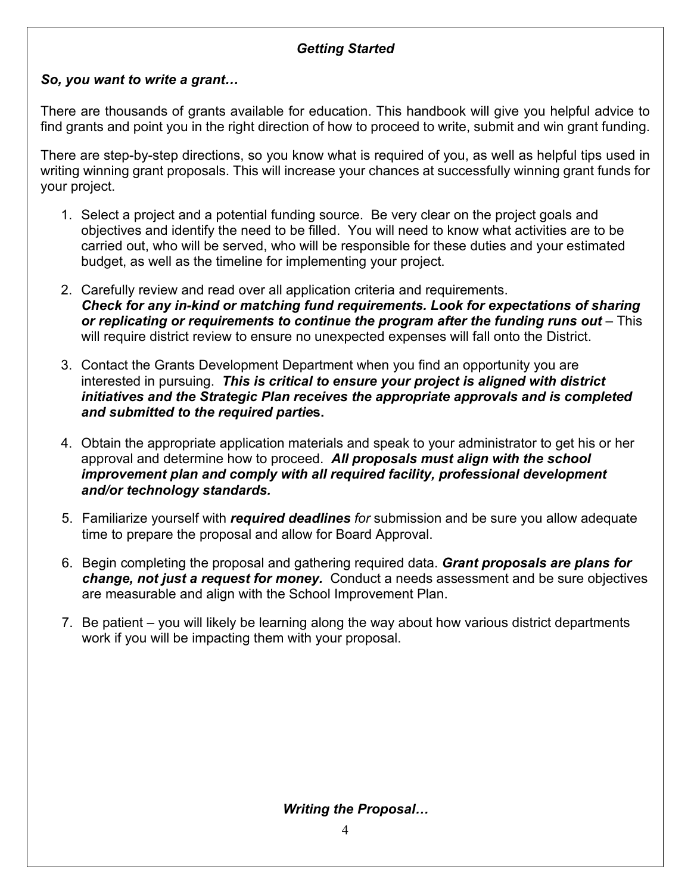### *Getting Started*

***So, you want to write a grant…***

There are thousands of grants available for education. This handbook will give you helpful advice to find grants and point you in the right direction of how to proceed to write, submit and win grant funding.

There are step-by-step directions, so you know what is required of you, as well as helpful tips used in writing winning grant proposals. This will increase your chances at successfully winning grant funds for your project.

1. Select a project and a potential funding source. Be very clear on the project goals and objectives and identify the need to be filled. You will need to know what activities are to be carried out, who will be served, who will be responsible for these duties and your estimated budget, as well as the timeline for implementing your project.
2. Carefully review and read over all application criteria and requirements. ***Check for any in-kind or matching fund requirements. Look for expectations of sharing or replicating or requirements to continue the program after the funding runs out*** – This will require district review to ensure no unexpected expenses will fall onto the District.
3. Contact the Grants Development Department when you find an opportunity you are interested in pursuing. ***This is critical to ensure your project is aligned with district initiatives and the Strategic Plan receives the appropriate approvals and is completed and submitted to the required parties.***
4. Obtain the appropriate application materials and speak to your administrator to get his or her approval and determine how to proceed. ***All proposals must align with the school improvement plan and comply with all required facility, professional development and/or technology standards.***
5. Familiarize yourself with ***required deadlines*** *for* submission and be sure you allow adequate time to prepare the proposal and allow for Board Approval.
6. Begin completing the proposal and gathering required data. ***Grant proposals are plans for change, not just a request for money.*** Conduct a needs assessment and be sure objectives are measurable and align with the School Improvement Plan.
7. Be patient – you will likely be learning along the way about how various district departments work if you will be impacting them with your proposal.

***Writing the Proposal…***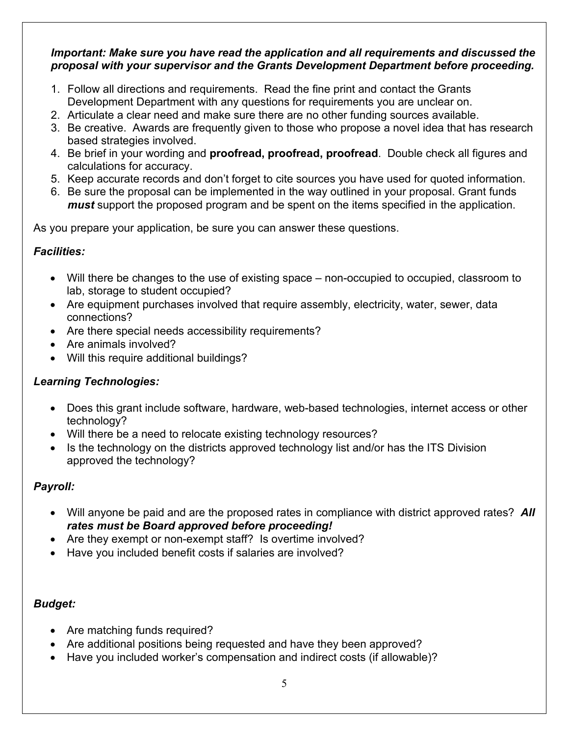***Important: Make sure you have read the application and all requirements and discussed the proposal with your supervisor and the Grants Development Department before proceeding.***

1. Follow all directions and requirements. Read the fine print and contact the Grants Development Department with any questions for requirements you are unclear on.
2. Articulate a clear need and make sure there are no other funding sources available.
3. Be creative. Awards are frequently given to those who propose a novel idea that has research based strategies involved.
4. Be brief in your wording and **proofread, proofread, proofread**. Double check all figures and calculations for accuracy.
5. Keep accurate records and don't forget to cite sources you have used for quoted information.
6. Be sure the proposal can be implemented in the way outlined in your proposal. Grant funds ***must*** support the proposed program and be spent on the items specified in the application.

As you prepare your application, be sure you can answer these questions.

***Facilities:***

- Will there be changes to the use of existing space – non-occupied to occupied, classroom to lab, storage to student occupied?
- Are equipment purchases involved that require assembly, electricity, water, sewer, data connections?
- Are there special needs accessibility requirements?
- Are animals involved?
- Will this require additional buildings?

***Learning Technologies:***

- Does this grant include software, hardware, web-based technologies, internet access or other technology?
- Will there be a need to relocate existing technology resources?
- Is the technology on the districts approved technology list and/or has the ITS Division approved the technology?

***Payroll:***

- Will anyone be paid and are the proposed rates in compliance with district approved rates? ***All rates must be Board approved before proceeding!***
- Are they exempt or non-exempt staff? Is overtime involved?
- Have you included benefit costs if salaries are involved?

***Budget:***

- Are matching funds required?
- Are additional positions being requested and have they been approved?
- Have you included worker's compensation and indirect costs (if allowable)?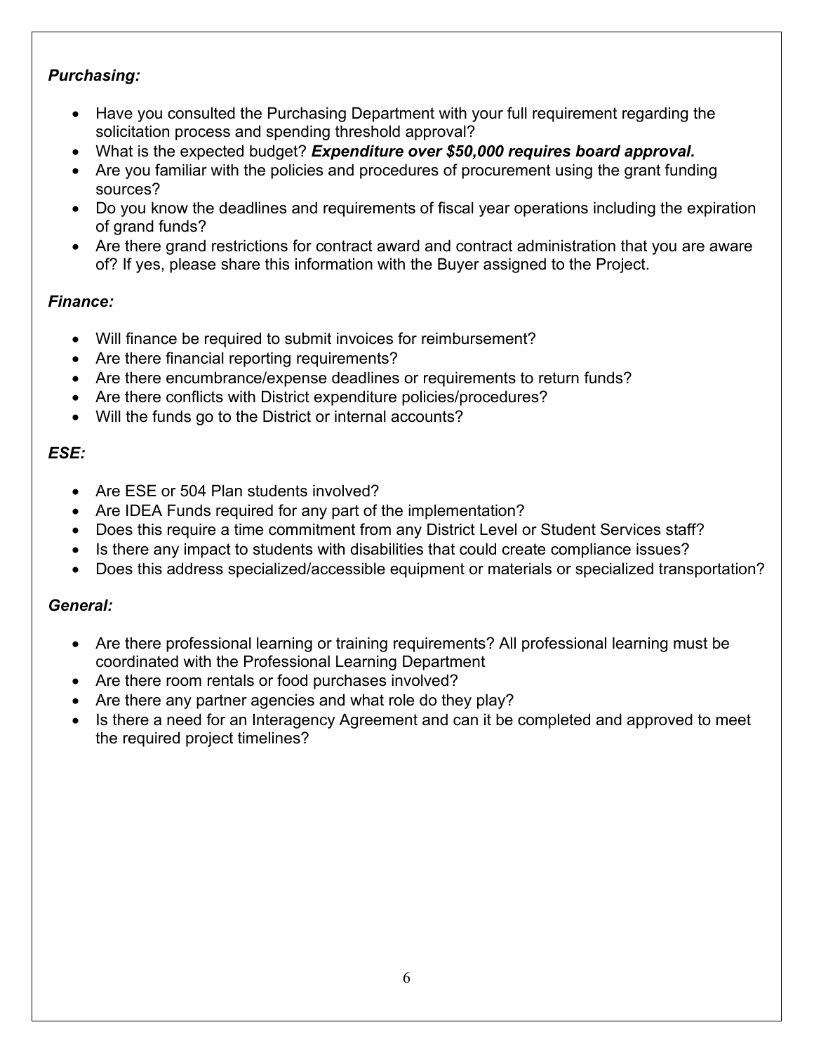***Purchasing:***

- Have you consulted the Purchasing Department with your full requirement regarding the solicitation process and spending threshold approval?
- What is the expected budget? ***Expenditure over $50,000 requires board approval.***
- Are you familiar with the policies and procedures of procurement using the grant funding sources?
- Do you know the deadlines and requirements of fiscal year operations including the expiration of grand funds?
- Are there grand restrictions for contract award and contract administration that you are aware of? If yes, please share this information with the Buyer assigned to the Project.

***Finance:***

- Will finance be required to submit invoices for reimbursement?
- Are there financial reporting requirements?
- Are there encumbrance/expense deadlines or requirements to return funds?
- Are there conflicts with District expenditure policies/procedures?
- Will the funds go to the District or internal accounts?

***ESE:***

- Are ESE or 504 Plan students involved?
- Are IDEA Funds required for any part of the implementation?
- Does this require a time commitment from any District Level or Student Services staff?
- Is there any impact to students with disabilities that could create compliance issues?
- Does this address specialized/accessible equipment or materials or specialized transportation?

***General:***

- Are there professional learning or training requirements? All professional learning must be coordinated with the Professional Learning Department
- Are there room rentals or food purchases involved?
- Are there any partner agencies and what role do they play?
- Is there a need for an Interagency Agreement and can it be completed and approved to meet the required project timelines?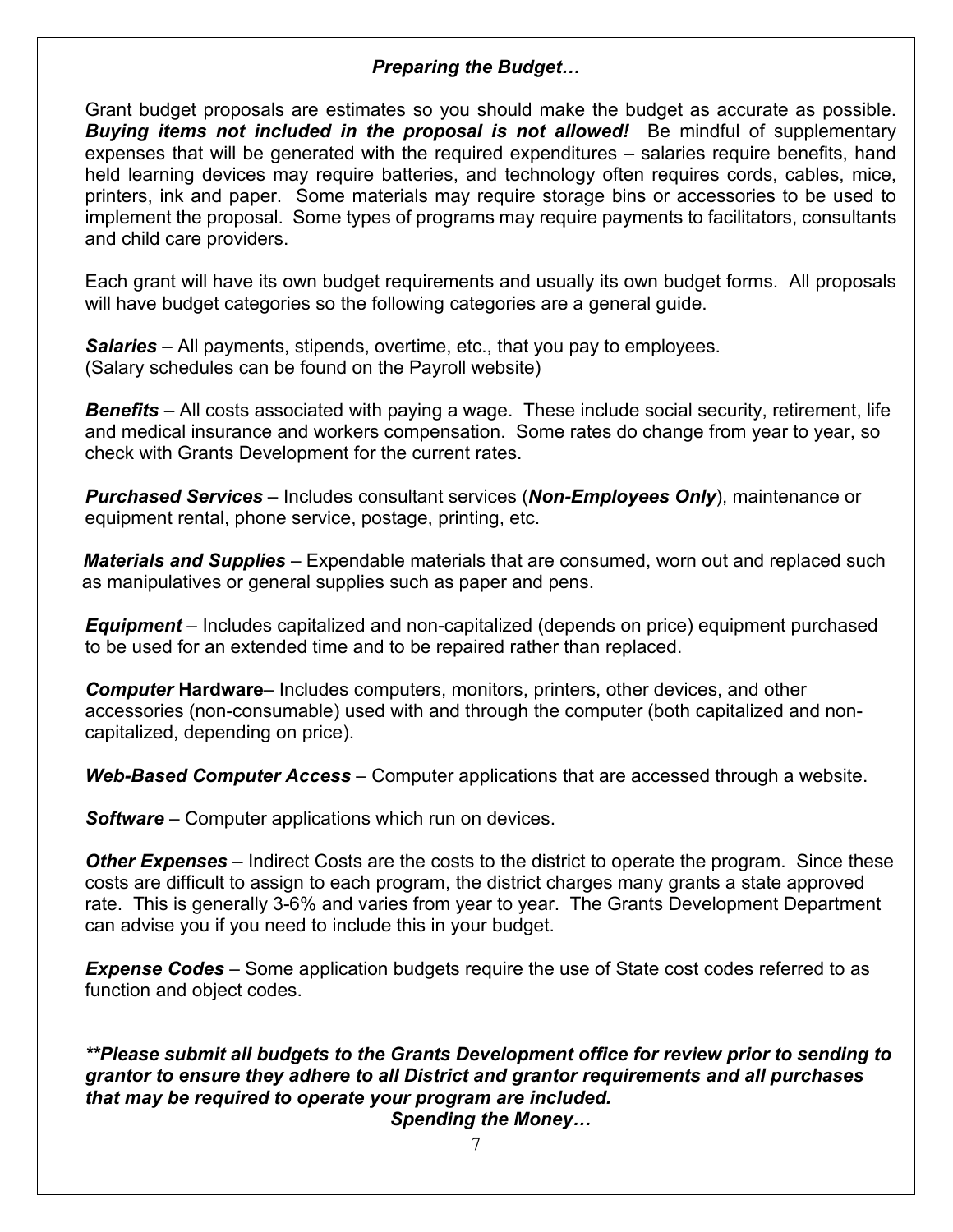### *Preparing the Budget…*

Grant budget proposals are estimates so you should make the budget as accurate as possible. ***Buying items not included in the proposal is not allowed!*** Be mindful of supplementary expenses that will be generated with the required expenditures – salaries require benefits, hand held learning devices may require batteries, and technology often requires cords, cables, mice, printers, ink and paper. Some materials may require storage bins or accessories to be used to implement the proposal. Some types of programs may require payments to facilitators, consultants and child care providers.

Each grant will have its own budget requirements and usually its own budget forms. All proposals will have budget categories so the following categories are a general guide.

***Salaries*** – All payments, stipends, overtime, etc., that you pay to employees.
(Salary schedules can be found on the Payroll website)

***Benefits*** – All costs associated with paying a wage. These include social security, retirement, life and medical insurance and workers compensation. Some rates do change from year to year, so check with Grants Development for the current rates.

***Purchased Services*** – Includes consultant services (***Non-Employees Only***), maintenance or equipment rental, phone service, postage, printing, etc.

***Materials and Supplies*** – Expendable materials that are consumed, worn out and replaced such as manipulatives or general supplies such as paper and pens.

***Equipment*** – Includes capitalized and non-capitalized (depends on price) equipment purchased to be used for an extended time and to be repaired rather than replaced.

***Computer* Hardware**– Includes computers, monitors, printers, other devices, and other accessories (non-consumable) used with and through the computer (both capitalized and non-capitalized, depending on price).

***Web-Based Computer Access*** – Computer applications that are accessed through a website.

***Software*** – Computer applications which run on devices.

***Other Expenses*** – Indirect Costs are the costs to the district to operate the program. Since these costs are difficult to assign to each program, the district charges many grants a state approved rate. This is generally 3-6% and varies from year to year. The Grants Development Department can advise you if you need to include this in your budget.

***Expense Codes*** – Some application budgets require the use of State cost codes referred to as function and object codes.

***\*\*Please submit all budgets to the Grants Development office for review prior to sending to grantor to ensure they adhere to all District and grantor requirements and all purchases that may be required to operate your program are included.***

### *Spending the Money…*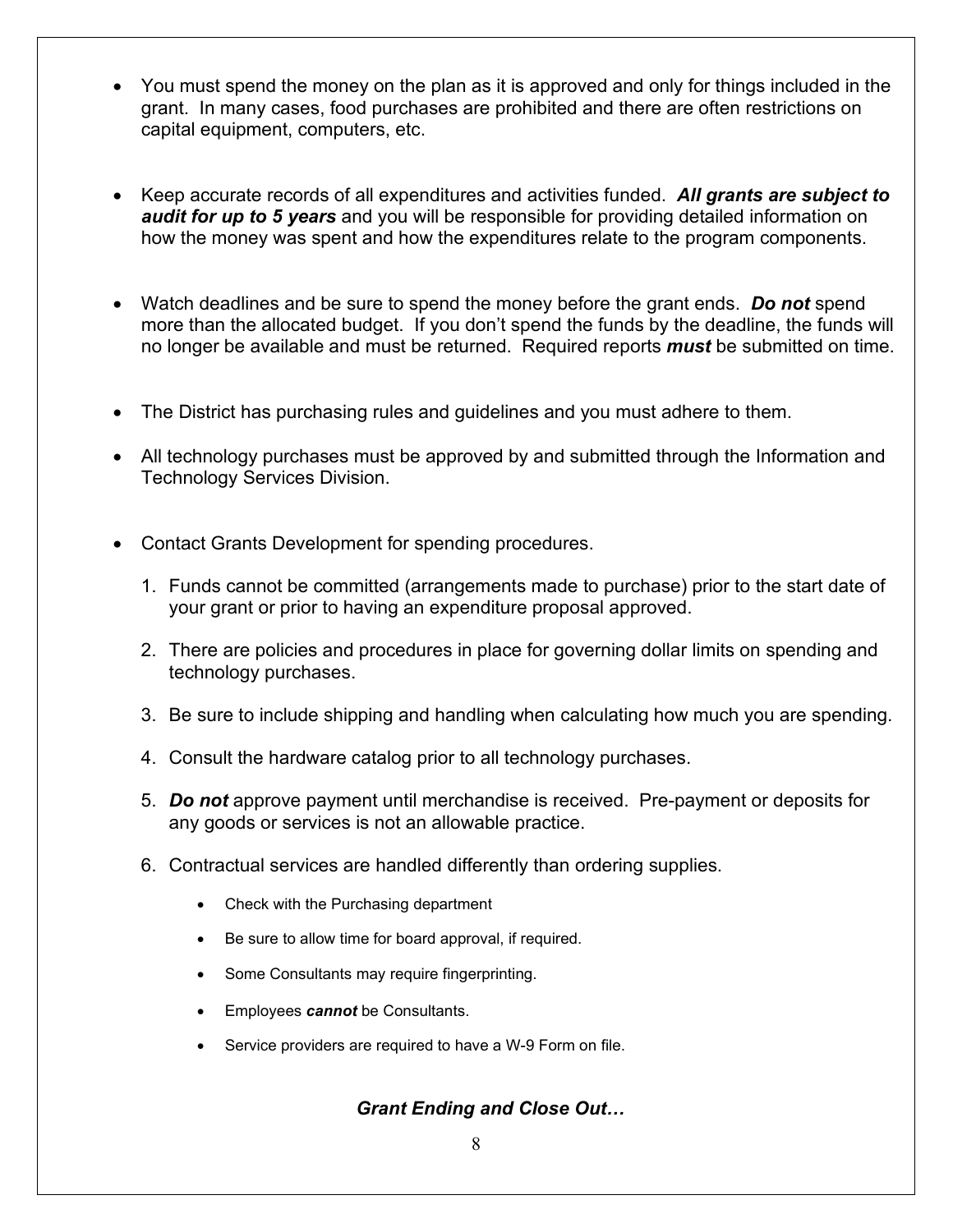- You must spend the money on the plan as it is approved and only for things included in the grant. In many cases, food purchases are prohibited and there are often restrictions on capital equipment, computers, etc.

- Keep accurate records of all expenditures and activities funded. ***All grants are subject to audit for up to 5 years*** and you will be responsible for providing detailed information on how the money was spent and how the expenditures relate to the program components.

- Watch deadlines and be sure to spend the money before the grant ends. ***Do not*** spend more than the allocated budget. If you don't spend the funds by the deadline, the funds will no longer be available and must be returned. Required reports ***must*** be submitted on time.

- The District has purchasing rules and guidelines and you must adhere to them.

- All technology purchases must be approved by and submitted through the Information and Technology Services Division.

- Contact Grants Development for spending procedures.

  1. Funds cannot be committed (arrangements made to purchase) prior to the start date of your grant or prior to having an expenditure proposal approved.

  2. There are policies and procedures in place for governing dollar limits on spending and technology purchases.

  3. Be sure to include shipping and handling when calculating how much you are spending.

  4. Consult the hardware catalog prior to all technology purchases.

  5. ***Do not*** approve payment until merchandise is received. Pre-payment or deposits for any goods or services is not an allowable practice.

  6. Contractual services are handled differently than ordering supplies.

     - Check with the Purchasing department
     - Be sure to allow time for board approval, if required.
     - Some Consultants may require fingerprinting.
     - Employees ***cannot*** be Consultants.
     - Service providers are required to have a W-9 Form on file.

***Grant Ending and Close Out…***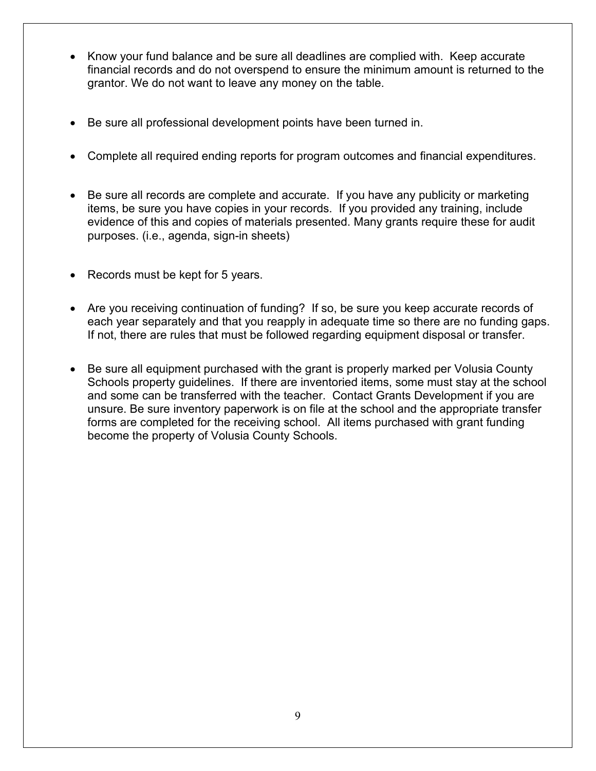- Know your fund balance and be sure all deadlines are complied with. Keep accurate financial records and do not overspend to ensure the minimum amount is returned to the grantor. We do not want to leave any money on the table.

- Be sure all professional development points have been turned in.

- Complete all required ending reports for program outcomes and financial expenditures.

- Be sure all records are complete and accurate. If you have any publicity or marketing items, be sure you have copies in your records. If you provided any training, include evidence of this and copies of materials presented. Many grants require these for audit purposes. (i.e., agenda, sign-in sheets)

- Records must be kept for 5 years.

- Are you receiving continuation of funding? If so, be sure you keep accurate records of each year separately and that you reapply in adequate time so there are no funding gaps. If not, there are rules that must be followed regarding equipment disposal or transfer.

- Be sure all equipment purchased with the grant is properly marked per Volusia County Schools property guidelines. If there are inventoried items, some must stay at the school and some can be transferred with the teacher. Contact Grants Development if you are unsure. Be sure inventory paperwork is on file at the school and the appropriate transfer forms are completed for the receiving school. All items purchased with grant funding become the property of Volusia County Schools.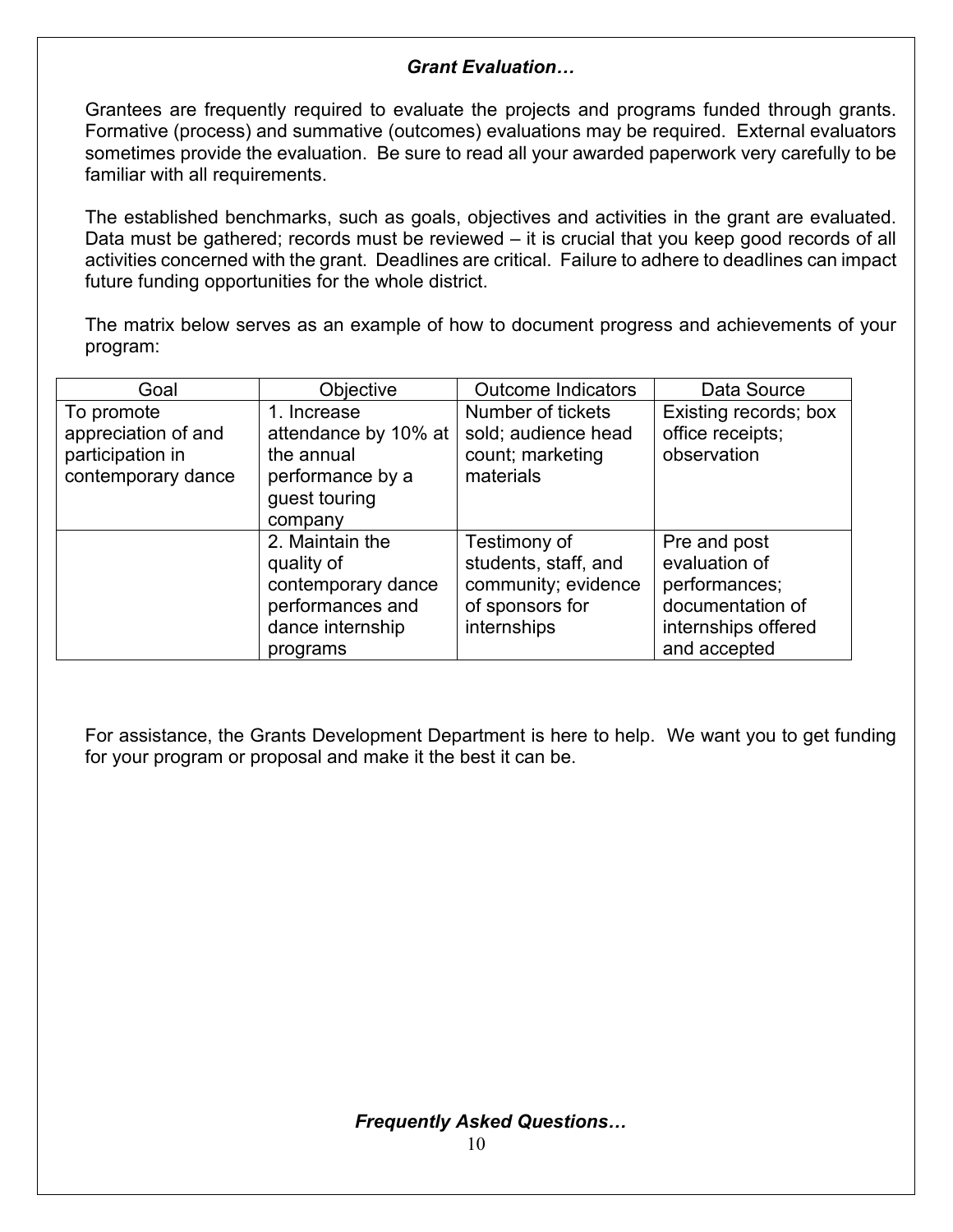### *Grant Evaluation…*

Grantees are frequently required to evaluate the projects and programs funded through grants. Formative (process) and summative (outcomes) evaluations may be required. External evaluators sometimes provide the evaluation. Be sure to read all your awarded paperwork very carefully to be familiar with all requirements.

The established benchmarks, such as goals, objectives and activities in the grant are evaluated. Data must be gathered; records must be reviewed – it is crucial that you keep good records of all activities concerned with the grant. Deadlines are critical. Failure to adhere to deadlines can impact future funding opportunities for the whole district.

The matrix below serves as an example of how to document progress and achievements of your program:

| Goal | Objective | Outcome Indicators | Data Source |
| --- | --- | --- | --- |
| To promote appreciation of and participation in contemporary dance | 1. Increase attendance by 10% at the annual performance by a guest touring company | Number of tickets sold; audience head count; marketing materials | Existing records; box office receipts; observation |
| | 2. Maintain the quality of contemporary dance performances and dance internship programs | Testimony of students, staff, and community; evidence of sponsors for internships | Pre and post evaluation of performances; documentation of internships offered and accepted |

For assistance, the Grants Development Department is here to help. We want you to get funding for your program or proposal and make it the best it can be.

### *Frequently Asked Questions…*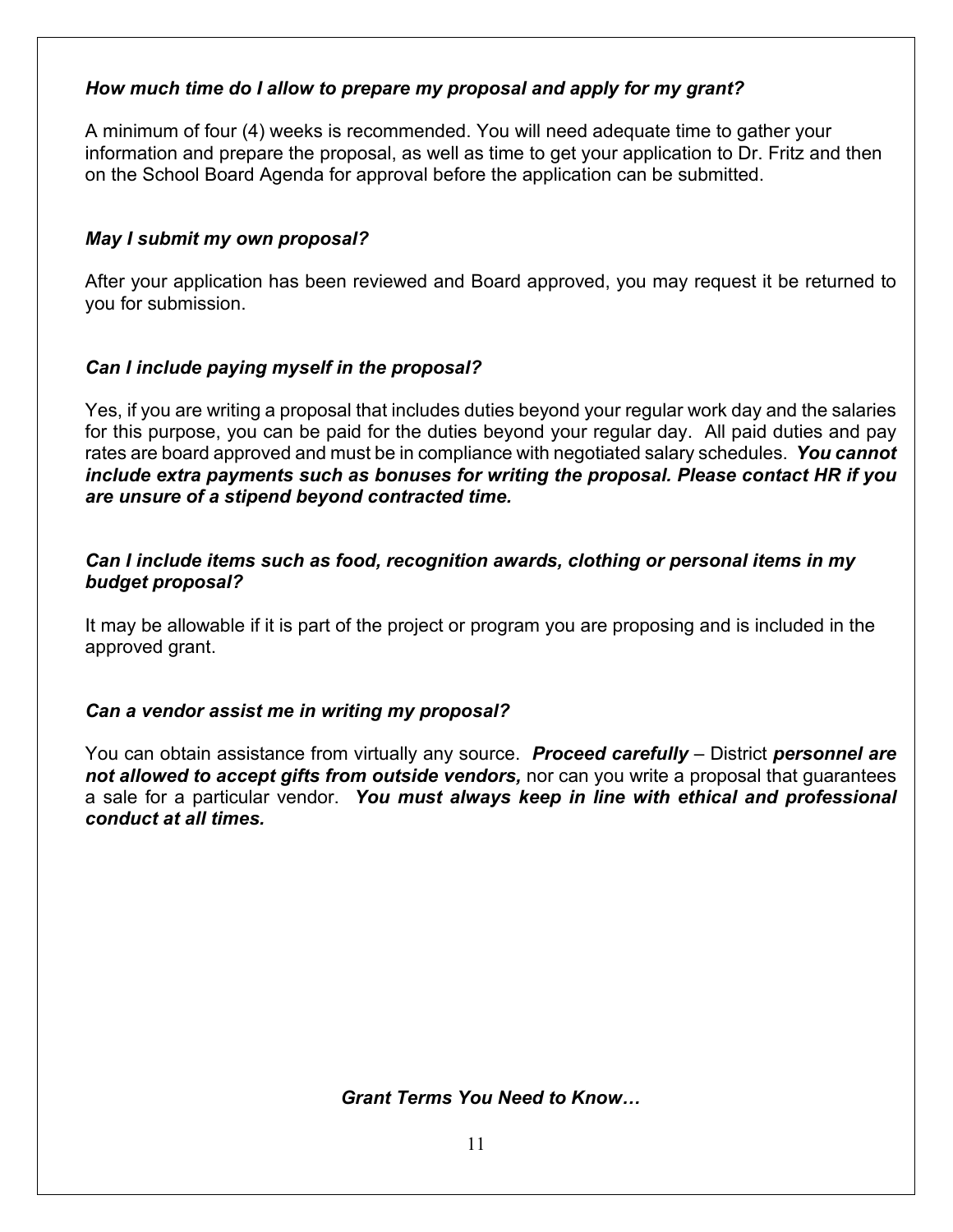### *How much time do I allow to prepare my proposal and apply for my grant?*

A minimum of four (4) weeks is recommended. You will need adequate time to gather your information and prepare the proposal, as well as time to get your application to Dr. Fritz and then on the School Board Agenda for approval before the application can be submitted.

### *May I submit my own proposal?*

After your application has been reviewed and Board approved, you may request it be returned to you for submission.

### *Can I include paying myself in the proposal?*

Yes, if you are writing a proposal that includes duties beyond your regular work day and the salaries for this purpose, you can be paid for the duties beyond your regular day. All paid duties and pay rates are board approved and must be in compliance with negotiated salary schedules. ***You cannot include extra payments such as bonuses for writing the proposal. Please contact HR if you are unsure of a stipend beyond contracted time.***

### *Can I include items such as food, recognition awards, clothing or personal items in my budget proposal?*

It may be allowable if it is part of the project or program you are proposing and is included in the approved grant.

### *Can a vendor assist me in writing my proposal?*

You can obtain assistance from virtually any source. ***Proceed carefully*** – District ***personnel are not allowed to accept gifts from outside vendors,*** nor can you write a proposal that guarantees a sale for a particular vendor. ***You must always keep in line with ethical and professional conduct at all times.***

### *Grant Terms You Need to Know…*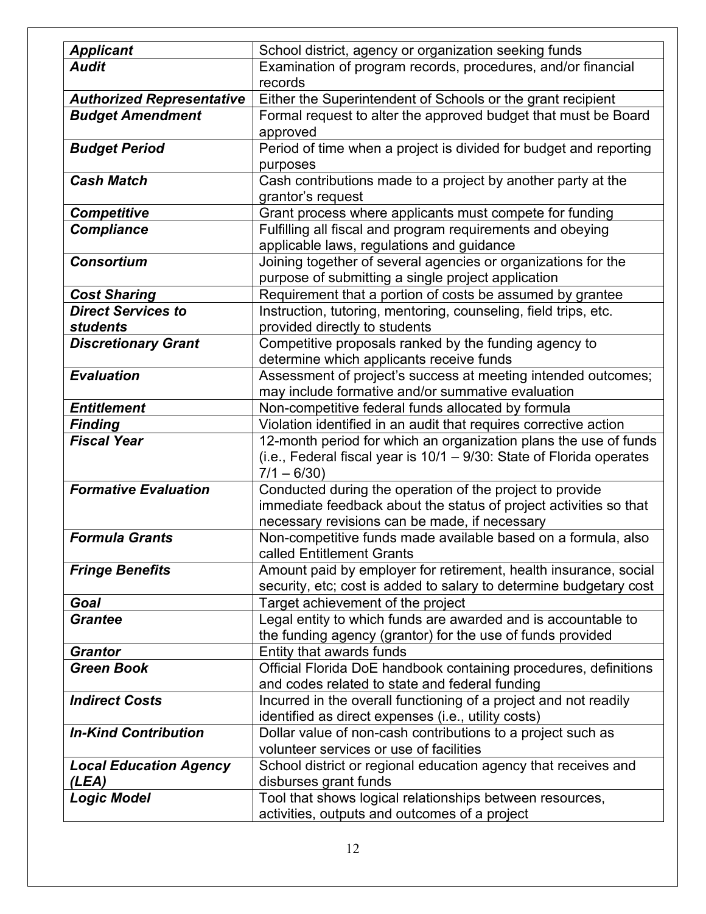| | |
|---|---|
| ***Applicant*** | School district, agency or organization seeking funds |
| ***Audit*** | Examination of program records, procedures, and/or financial records |
| ***Authorized Representative*** | Either the Superintendent of Schools or the grant recipient |
| ***Budget Amendment*** | Formal request to alter the approved budget that must be Board approved |
| ***Budget Period*** | Period of time when a project is divided for budget and reporting purposes |
| ***Cash Match*** | Cash contributions made to a project by another party at the grantor's request |
| ***Competitive*** | Grant process where applicants must compete for funding |
| ***Compliance*** | Fulfilling all fiscal and program requirements and obeying applicable laws, regulations and guidance |
| ***Consortium*** | Joining together of several agencies or organizations for the purpose of submitting a single project application |
| ***Cost Sharing*** | Requirement that a portion of costs be assumed by grantee |
| ***Direct Services to students*** | Instruction, tutoring, mentoring, counseling, field trips, etc. provided directly to students |
| ***Discretionary Grant*** | Competitive proposals ranked by the funding agency to determine which applicants receive funds |
| ***Evaluation*** | Assessment of project's success at meeting intended outcomes; may include formative and/or summative evaluation |
| ***Entitlement*** | Non-competitive federal funds allocated by formula |
| ***Finding*** | Violation identified in an audit that requires corrective action |
| ***Fiscal Year*** | 12-month period for which an organization plans the use of funds (i.e., Federal fiscal year is 10/1 – 9/30: State of Florida operates 7/1 – 6/30) |
| ***Formative Evaluation*** | Conducted during the operation of the project to provide immediate feedback about the status of project activities so that necessary revisions can be made, if necessary |
| ***Formula Grants*** | Non-competitive funds made available based on a formula, also called Entitlement Grants |
| ***Fringe Benefits*** | Amount paid by employer for retirement, health insurance, social security, etc; cost is added to salary to determine budgetary cost |
| ***Goal*** | Target achievement of the project |
| ***Grantee*** | Legal entity to which funds are awarded and is accountable to the funding agency (grantor) for the use of funds provided |
| ***Grantor*** | Entity that awards funds |
| ***Green Book*** | Official Florida DoE handbook containing procedures, definitions and codes related to state and federal funding |
| ***Indirect Costs*** | Incurred in the overall functioning of a project and not readily identified as direct expenses (i.e., utility costs) |
| ***In-Kind Contribution*** | Dollar value of non-cash contributions to a project such as volunteer services or use of facilities |
| ***Local Education Agency (LEA)*** | School district or regional education agency that receives and disburses grant funds |
| ***Logic Model*** | Tool that shows logical relationships between resources, activities, outputs and outcomes of a project |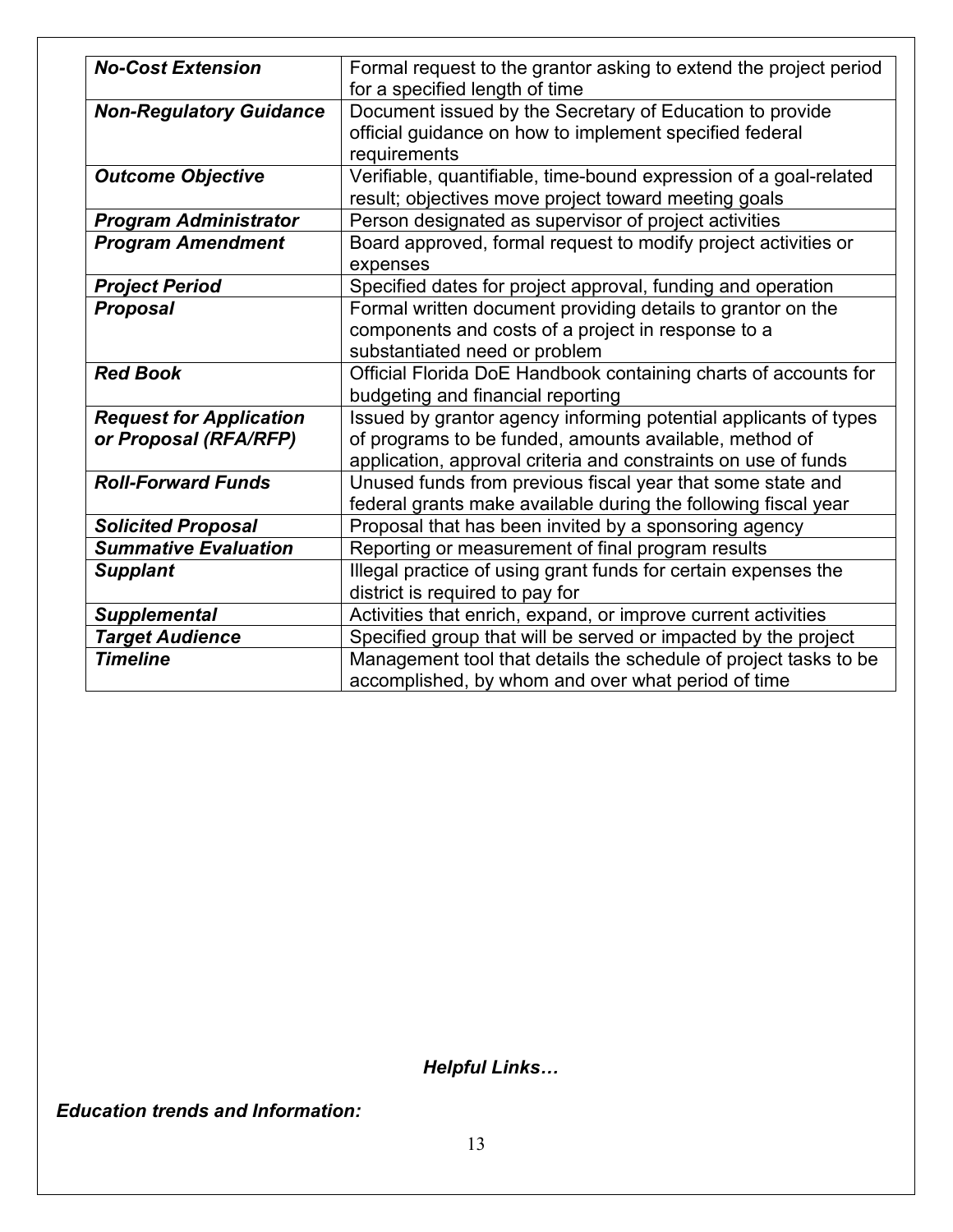| | |
|---|---|
| ***No-Cost Extension*** | Formal request to the grantor asking to extend the project period for a specified length of time |
| ***Non-Regulatory Guidance*** | Document issued by the Secretary of Education to provide official guidance on how to implement specified federal requirements |
| ***Outcome Objective*** | Verifiable, quantifiable, time-bound expression of a goal-related result; objectives move project toward meeting goals |
| ***Program Administrator*** | Person designated as supervisor of project activities |
| ***Program Amendment*** | Board approved, formal request to modify project activities or expenses |
| ***Project Period*** | Specified dates for project approval, funding and operation |
| ***Proposal*** | Formal written document providing details to grantor on the components and costs of a project in response to a substantiated need or problem |
| ***Red Book*** | Official Florida DoE Handbook containing charts of accounts for budgeting and financial reporting |
| ***Request for Application or Proposal (RFA/RFP)*** | Issued by grantor agency informing potential applicants of types of programs to be funded, amounts available, method of application, approval criteria and constraints on use of funds |
| ***Roll-Forward Funds*** | Unused funds from previous fiscal year that some state and federal grants make available during the following fiscal year |
| ***Solicited Proposal*** | Proposal that has been invited by a sponsoring agency |
| ***Summative Evaluation*** | Reporting or measurement of final program results |
| ***Supplant*** | Illegal practice of using grant funds for certain expenses the district is required to pay for |
| ***Supplemental*** | Activities that enrich, expand, or improve current activities |
| ***Target Audience*** | Specified group that will be served or impacted by the project |
| ***Timeline*** | Management tool that details the schedule of project tasks to be accomplished, by whom and over what period of time |

***Helpful Links…***

***Education trends and Information:***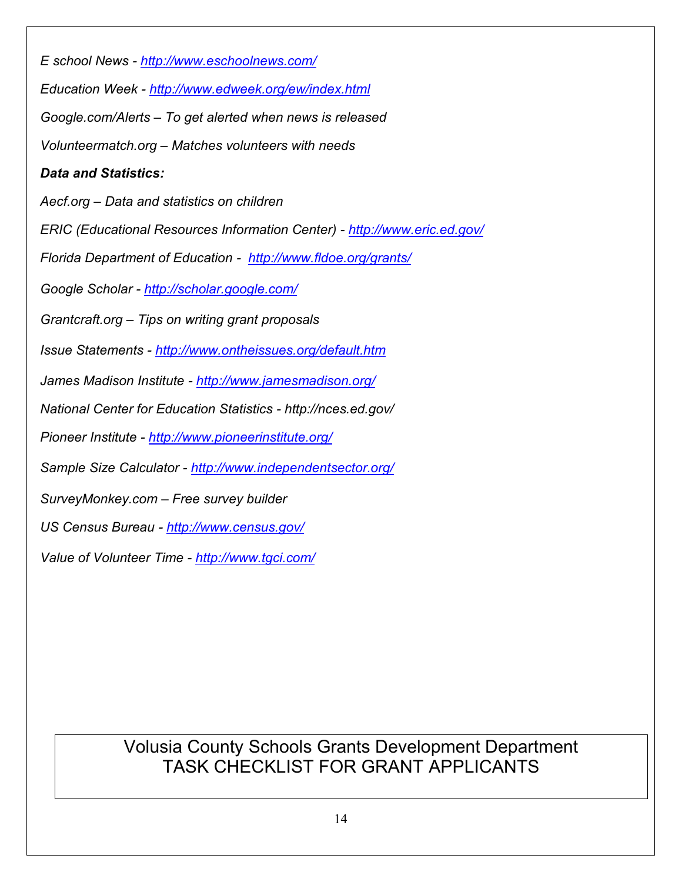*E school News - http://www.eschoolnews.com/*

*Education Week - http://www.edweek.org/ew/index.html*

*Google.com/Alerts – To get alerted when news is released*

*Volunteermatch.org – Matches volunteers with needs*

***Data and Statistics:***

*Aecf.org – Data and statistics on children*

*ERIC (Educational Resources Information Center) - http://www.eric.ed.gov/*

*Florida Department of Education - http://www.fldoe.org/grants/*

*Google Scholar - http://scholar.google.com/*

*Grantcraft.org – Tips on writing grant proposals*

*Issue Statements - http://www.ontheissues.org/default.htm*

*James Madison Institute - http://www.jamesmadison.org/*

*National Center for Education Statistics - http://nces.ed.gov/*

*Pioneer Institute - http://www.pioneerinstitute.org/*

*Sample Size Calculator - http://www.independentsector.org/*

*SurveyMonkey.com – Free survey builder*

*US Census Bureau - http://www.census.gov/*

*Value of Volunteer Time - http://www.tgci.com/*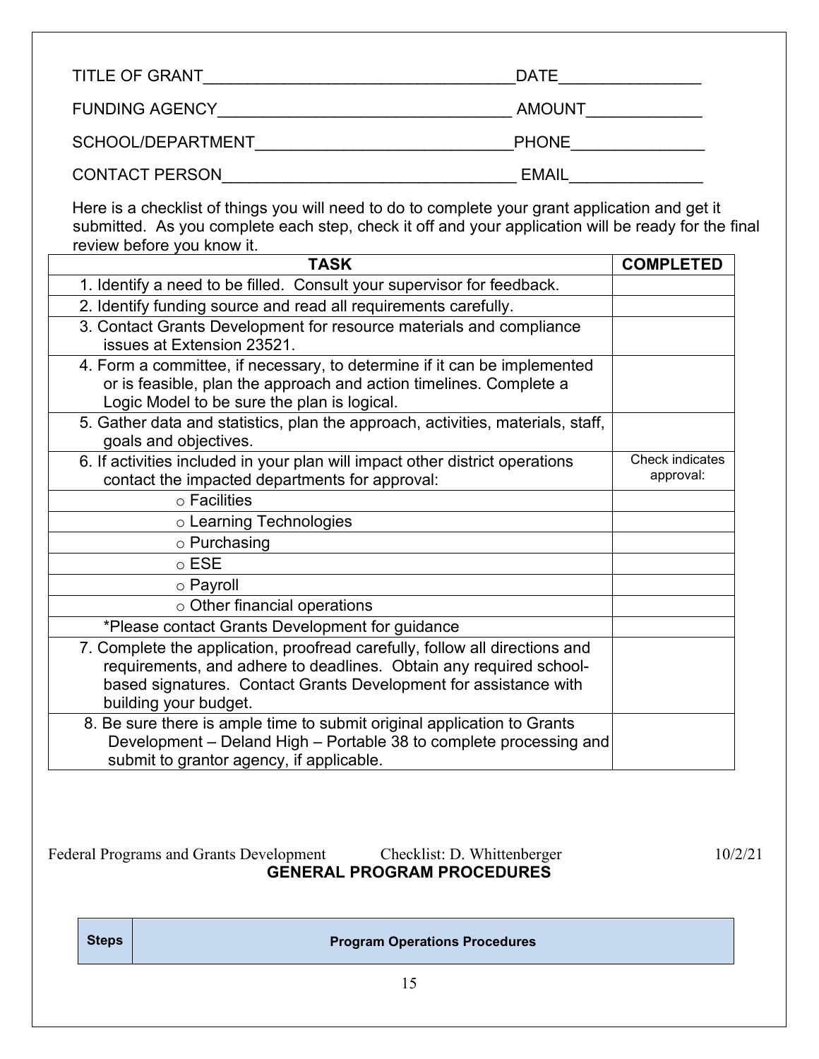TITLE OF GRANT___________________________________DATE_______________

FUNDING AGENCY_________________________________ AMOUNT____________

SCHOOL/DEPARTMENT____________________________PHONE______________

CONTACT PERSON_________________________________ EMAIL______________

Here is a checklist of things you will need to do to complete your grant application and get it submitted. As you complete each step, check it off and your application will be ready for the final review before you know it.

| TASK | COMPLETED |
|---|---|
| 1. Identify a need to be filled. Consult your supervisor for feedback. | |
| 2. Identify funding source and read all requirements carefully. | |
| 3. Contact Grants Development for resource materials and compliance issues at Extension 23521. | |
| 4. Form a committee, if necessary, to determine if it can be implemented or is feasible, plan the approach and action timelines. Complete a Logic Model to be sure the plan is logical. | |
| 5. Gather data and statistics, plan the approach, activities, materials, staff, goals and objectives. | |
| 6. If activities included in your plan will impact other district operations contact the impacted departments for approval: | Check indicates approval: |
| ○ Facilities | |
| ○ Learning Technologies | |
| ○ Purchasing | |
| ○ ESE | |
| ○ Payroll | |
| ○ Other financial operations | |
| *Please contact Grants Development for guidance | |
| 7. Complete the application, proofread carefully, follow all directions and requirements, and adhere to deadlines. Obtain any required school-based signatures. Contact Grants Development for assistance with building your budget. | |
| 8. Be sure there is ample time to submit original application to Grants Development – Deland High – Portable 38 to complete processing and submit to grantor agency, if applicable. | |

Federal Programs and Grants Development Checklist: D. Whittenberger 10/2/21

## GENERAL PROGRAM PROCEDURES

| Steps | Program Operations Procedures |
|---|---|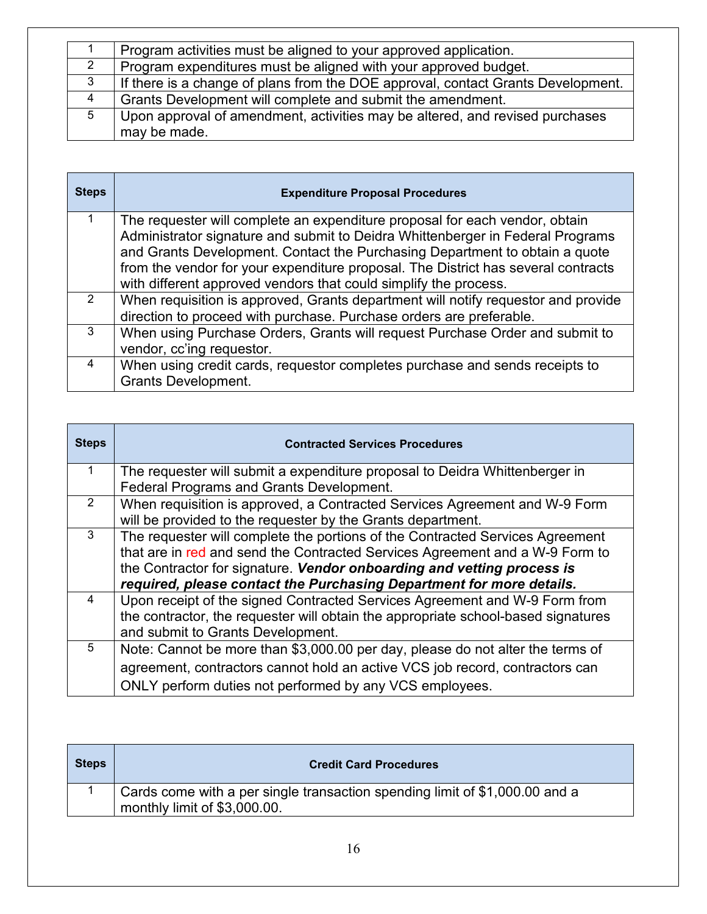| | |
|---|---|
| 1 | Program activities must be aligned to your approved application. |
| 2 | Program expenditures must be aligned with your approved budget. |
| 3 | If there is a change of plans from the DOE approval, contact Grants Development. |
| 4 | Grants Development will complete and submit the amendment. |
| 5 | Upon approval of amendment, activities may be altered, and revised purchases may be made. |

| Steps | Expenditure Proposal Procedures |
|---|---|
| 1 | The requester will complete an expenditure proposal for each vendor, obtain Administrator signature and submit to Deidra Whittenberger in Federal Programs and Grants Development. Contact the Purchasing Department to obtain a quote from the vendor for your expenditure proposal. The District has several contracts with different approved vendors that could simplify the process. |
| 2 | When requisition is approved, Grants department will notify requestor and provide direction to proceed with purchase. Purchase orders are preferable. |
| 3 | When using Purchase Orders, Grants will request Purchase Order and submit to vendor, cc'ing requestor. |
| 4 | When using credit cards, requestor completes purchase and sends receipts to Grants Development. |

| Steps | Contracted Services Procedures |
|---|---|
| 1 | The requester will submit a expenditure proposal to Deidra Whittenberger in Federal Programs and Grants Development. |
| 2 | When requisition is approved, a Contracted Services Agreement and W-9 Form will be provided to the requester by the Grants department. |
| 3 | The requester will complete the portions of the Contracted Services Agreement that are in red and send the Contracted Services Agreement and a W-9 Form to the Contractor for signature. ***Vendor onboarding and vetting process is required, please contact the Purchasing Department for more details.*** |
| 4 | Upon receipt of the signed Contracted Services Agreement and W-9 Form from the contractor, the requester will obtain the appropriate school-based signatures and submit to Grants Development. |
| 5 | Note: Cannot be more than $3,000.00 per day, please do not alter the terms of agreement, contractors cannot hold an active VCS job record, contractors can ONLY perform duties not performed by any VCS employees. |

| Steps | Credit Card Procedures |
|---|---|
| 1 | Cards come with a per single transaction spending limit of $1,000.00 and a monthly limit of $3,000.00. |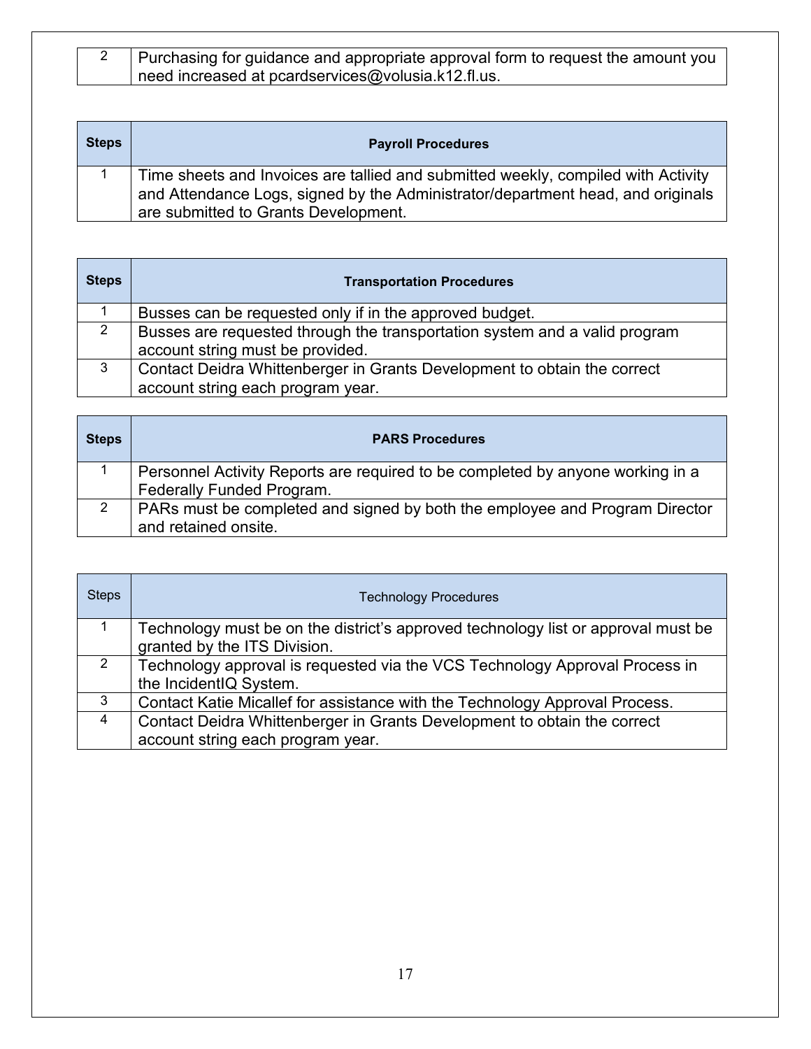| | |
|---|---|
| 2 | Purchasing for guidance and appropriate approval form to request the amount you need increased at pcardservices@volusia.k12.fl.us. |

| Steps | Payroll Procedures |
|---|---|
| 1 | Time sheets and Invoices are tallied and submitted weekly, compiled with Activity and Attendance Logs, signed by the Administrator/department head, and originals are submitted to Grants Development. |

| Steps | Transportation Procedures |
|---|---|
| 1 | Busses can be requested only if in the approved budget. |
| 2 | Busses are requested through the transportation system and a valid program account string must be provided. |
| 3 | Contact Deidra Whittenberger in Grants Development to obtain the correct account string each program year. |

| Steps | PARS Procedures |
|---|---|
| 1 | Personnel Activity Reports are required to be completed by anyone working in a Federally Funded Program. |
| 2 | PARs must be completed and signed by both the employee and Program Director and retained onsite. |

| Steps | Technology Procedures |
|---|---|
| 1 | Technology must be on the district's approved technology list or approval must be granted by the ITS Division. |
| 2 | Technology approval is requested via the VCS Technology Approval Process in the IncidentIQ System. |
| 3 | Contact Katie Micallef for assistance with the Technology Approval Process. |
| 4 | Contact Deidra Whittenberger in Grants Development to obtain the correct account string each program year. |